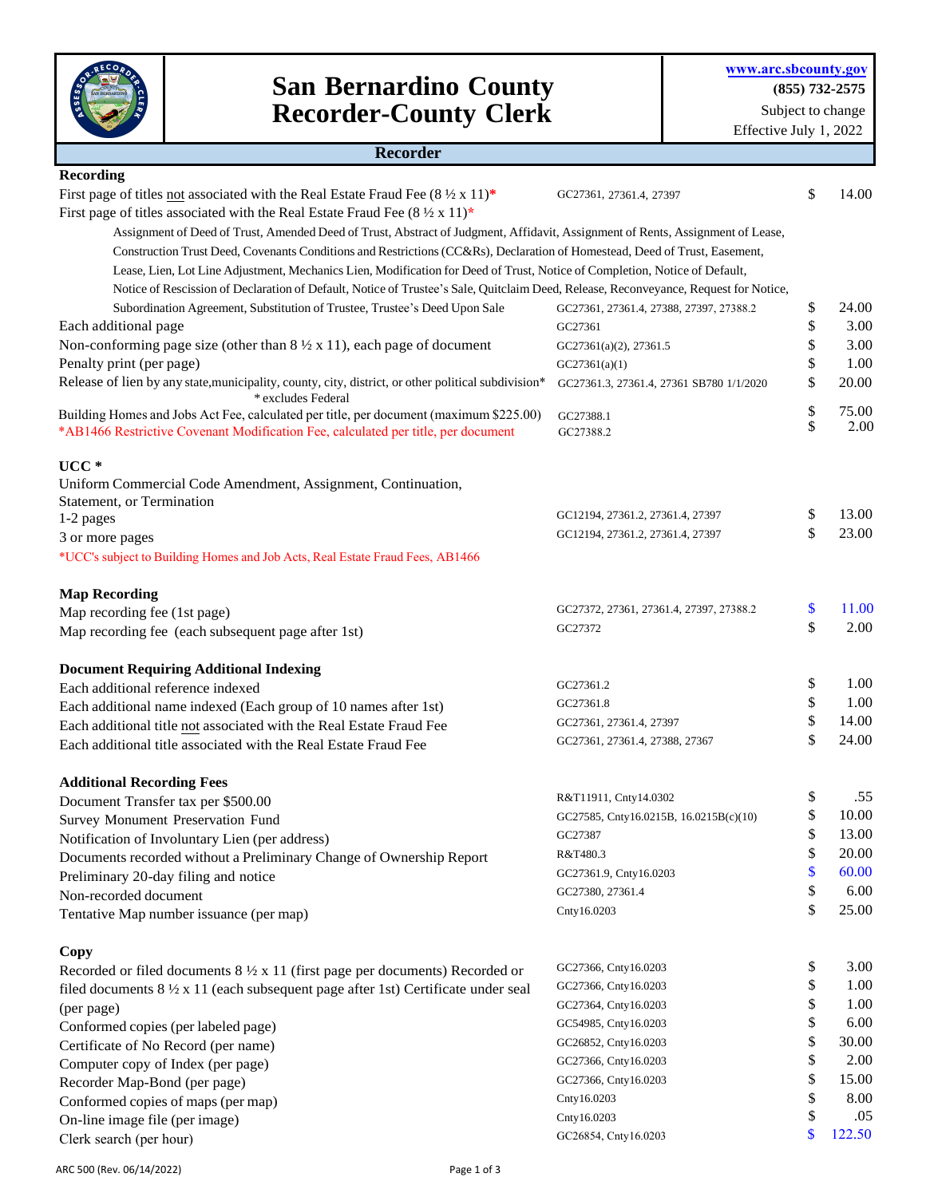# San Bernardino County Recorder-County Clerk

**www.arc.sbcounty.gov**
**(855) 732-2575**
Subject to change
Effective July 1, 2022

## Recorder

### Recording

| Description | Code | Fee |
|---|---|---|
| First page of titles not associated with the Real Estate Fraud Fee (8 ½ x 11)* | GC27361, 27361.4, 27397 | $ 14.00 |
| First page of titles associated with the Real Estate Fraud Fee (8 ½ x 11)* Assignment of Deed of Trust, Amended Deed of Trust, Abstract of Judgment, Affidavit, Assignment of Rents, Assignment of Lease, Construction Trust Deed, Covenants Conditions and Restrictions (CC&Rs), Declaration of Homestead, Deed of Trust, Easement, Lease, Lien, Lot Line Adjustment, Mechanics Lien, Modification for Deed of Trust, Notice of Completion, Notice of Default, Notice of Rescission of Declaration of Default, Notice of Trustee's Sale, Quitclaim Deed, Release, Reconveyance, Request for Notice, Subordination Agreement, Substitution of Trustee, Trustee's Deed Upon Sale | GC27361, 27361.4, 27388, 27397, 27388.2 | $ 24.00 |
| Each additional page | GC27361 | $ 3.00 |
| Non-conforming page size (other than 8 ½ x 11), each page of document | GC27361(a)(2), 27361.5 | $ 3.00 |
| Penalty print (per page) | GC27361(a)(1) | $ 1.00 |
| Release of lien by any state,municipality, county, city, district, or other political subdivision* *excludes Federal | GC27361.3, 27361.4, 27361 SB780 1/1/2020 | $ 20.00 |
| Building Homes and Jobs Act Fee, calculated per title, per document (maximum $225.00) | GC27388.1 | $ 75.00 |
| *AB1466 Restrictive Covenant Modification Fee, calculated per title, per document | GC27388.2 | $ 2.00 |

### UCC *

| Description | Code | Fee |
|---|---|---|
| Uniform Commercial Code Amendment, Assignment, Continuation, Statement, or Termination | | |
| 1-2 pages | GC12194, 27361.2, 27361.4, 27397 | $ 13.00 |
| 3 or more pages | GC12194, 27361.2, 27361.4, 27397 | $ 23.00 |

*UCC's subject to Building Homes and Job Acts, Real Estate Fraud Fees, AB1466

### Map Recording

| Description | Code | Fee |
|---|---|---|
| Map recording fee (1st page) | GC27372, 27361, 27361.4, 27397, 27388.2 | $ 11.00 |
| Map recording fee (each subsequent page after 1st) | GC27372 | $ 2.00 |

### Document Requiring Additional Indexing

| Description | Code | Fee |
|---|---|---|
| Each additional reference indexed | GC27361.2 | $ 1.00 |
| Each additional name indexed (Each group of 10 names after 1st) | GC27361.8 | $ 1.00 |
| Each additional title not associated with the Real Estate Fraud Fee | GC27361, 27361.4, 27397 | $ 14.00 |
| Each additional title associated with the Real Estate Fraud Fee | GC27361, 27361.4, 27388, 27367 | $ 24.00 |

### Additional Recording Fees

| Description | Code | Fee |
|---|---|---|
| Document Transfer tax per $500.00 | R&T11911, Cnty14.0302 | $ .55 |
| Survey Monument Preservation Fund | GC27585, Cnty16.0215B, 16.0215B(c)(10) | $ 10.00 |
| Notification of Involuntary Lien (per address) | GC27387 | $ 13.00 |
| Documents recorded without a Preliminary Change of Ownership Report | R&T480.3 | $ 20.00 |
| Preliminary 20-day filing and notice | GC27361.9, Cnty16.0203 | $ 60.00 |
| Non-recorded document | GC27380, 27361.4 | $ 6.00 |
| Tentative Map number issuance (per map) | Cnty16.0203 | $ 25.00 |

### Copy

| Description | Code | Fee |
|---|---|---|
| Recorded or filed documents 8 ½ x 11 (first page per documents) | GC27366, Cnty16.0203 | $ 3.00 |
| Recorded or filed documents 8 ½ x 11 (each subsequent page after 1st) | GC27366, Cnty16.0203 | $ 1.00 |
| Certificate under seal (per page) | GC27364, Cnty16.0203 | $ 1.00 |
| Conformed copies (per labeled page) | GC54985, Cnty16.0203 | $ 6.00 |
| Certificate of No Record (per name) | GC26852, Cnty16.0203 | $ 30.00 |
| Computer copy of Index (per page) | GC27366, Cnty16.0203 | $ 2.00 |
| Recorder Map-Bond (per page) | GC27366, Cnty16.0203 | $ 15.00 |
| Conformed copies of maps (per map) | Cnty16.0203 | $ 8.00 |
| On-line image file (per image) | Cnty16.0203 | $ .05 |
| Clerk search (per hour) | GC26854, Cnty16.0203 | $ 122.50 |

ARC 500 (Rev. 06/14/2022)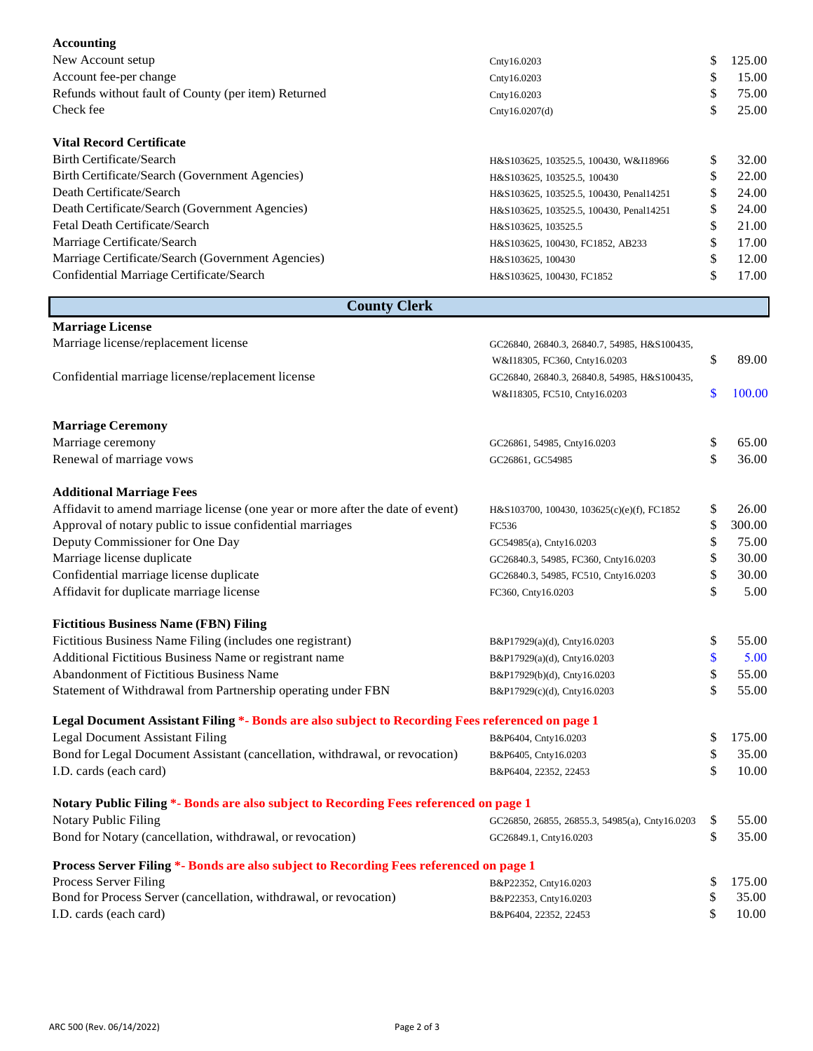| **Accounting** | | |
|---|---|---|
| New Account setup | Cnty16.0203 | $ 125.00 |
| Account fee-per change | Cnty16.0203 | $ 15.00 |
| Refunds without fault of County (per item) Returned | Cnty16.0203 | $ 75.00 |
| Check fee | Cnty16.0207(d) | $ 25.00 |
| | | |
| **Vital Record Certificate** | | |
| Birth Certificate/Search | H&S103625, 103525.5, 100430, W&I18966 | $ 32.00 |
| Birth Certificate/Search (Government Agencies) | H&S103625, 103525.5, 100430 | $ 22.00 |
| Death Certificate/Search | H&S103625, 103525.5, 100430, Penal14251 | $ 24.00 |
| Death Certificate/Search (Government Agencies) | H&S103625, 103525.5, 100430, Penal14251 | $ 24.00 |
| Fetal Death Certificate/Search | H&S103625, 103525.5 | $ 21.00 |
| Marriage Certificate/Search | H&S103625, 100430, FC1852, AB233 | $ 17.00 |
| Marriage Certificate/Search (Government Agencies) | H&S103625, 100430 | $ 12.00 |
| Confidential Marriage Certificate/Search | H&S103625, 100430, FC1852 | $ 17.00 |

## County Clerk

| **Marriage License** | | |
|---|---|---|
| Marriage license/replacement license | GC26840, 26840.3, 26840.7, 54985, H&S100435, W&I18305, FC360, Cnty16.0203 | $ 89.00 |
| Confidential marriage license/replacement license | GC26840, 26840.3, 26840.8, 54985, H&S100435, W&I18305, FC510, Cnty16.0203 | $ 100.00 |
| | | |
| **Marriage Ceremony** | | |
| Marriage ceremony | GC26861, 54985, Cnty16.0203 | $ 65.00 |
| Renewal of marriage vows | GC26861, GC54985 | $ 36.00 |
| | | |
| **Additional Marriage Fees** | | |
| Affidavit to amend marriage license (one year or more after the date of event) | H&S103700, 100430, 103625(c)(e)(f), FC1852 | $ 26.00 |
| Approval of notary public to issue confidential marriages | FC536 | $ 300.00 |
| Deputy Commissioner for One Day | GC54985(a), Cnty16.0203 | $ 75.00 |
| Marriage license duplicate | GC26840.3, 54985, FC360, Cnty16.0203 | $ 30.00 |
| Confidential marriage license duplicate | GC26840.3, 54985, FC510, Cnty16.0203 | $ 30.00 |
| Affidavit for duplicate marriage license | FC360, Cnty16.0203 | $ 5.00 |
| | | |
| **Fictitious Business Name (FBN) Filing** | | |
| Fictitious Business Name Filing (includes one registrant) | B&P17929(a)(d), Cnty16.0203 | $ 55.00 |
| Additional Fictitious Business Name or registrant name | B&P17929(a)(d), Cnty16.0203 | $ 5.00 |
| Abandonment of Fictitious Business Name | B&P17929(b)(d), Cnty16.0203 | $ 55.00 |
| Statement of Withdrawal from Partnership operating under FBN | B&P17929(c)(d), Cnty16.0203 | $ 55.00 |
| | | |
| **Legal Document Assistant Filing** *- Bonds are also subject to Recording Fees referenced on page 1 | | |
| Legal Document Assistant Filing | B&P6404, Cnty16.0203 | $ 175.00 |
| Bond for Legal Document Assistant (cancellation, withdrawal, or revocation) | B&P6405, Cnty16.0203 | $ 35.00 |
| I.D. cards (each card) | B&P6404, 22352, 22453 | $ 10.00 |
| | | |
| **Notary Public Filing** *- Bonds are also subject to Recording Fees referenced on page 1 | | |
| Notary Public Filing | GC26850, 26855, 26855.3, 54985(a), Cnty16.0203 | $ 55.00 |
| Bond for Notary (cancellation, withdrawal, or revocation) | GC26849.1, Cnty16.0203 | $ 35.00 |
| | | |
| **Process Server Filing** *- Bonds are also subject to Recording Fees referenced on page 1 | | |
| Process Server Filing | B&P22352, Cnty16.0203 | $ 175.00 |
| Bond for Process Server (cancellation, withdrawal, or revocation) | B&P22353, Cnty16.0203 | $ 35.00 |
| I.D. cards (each card) | B&P6404, 22352, 22453 | $ 10.00 |

ARC 500 (Rev. 06/14/2022)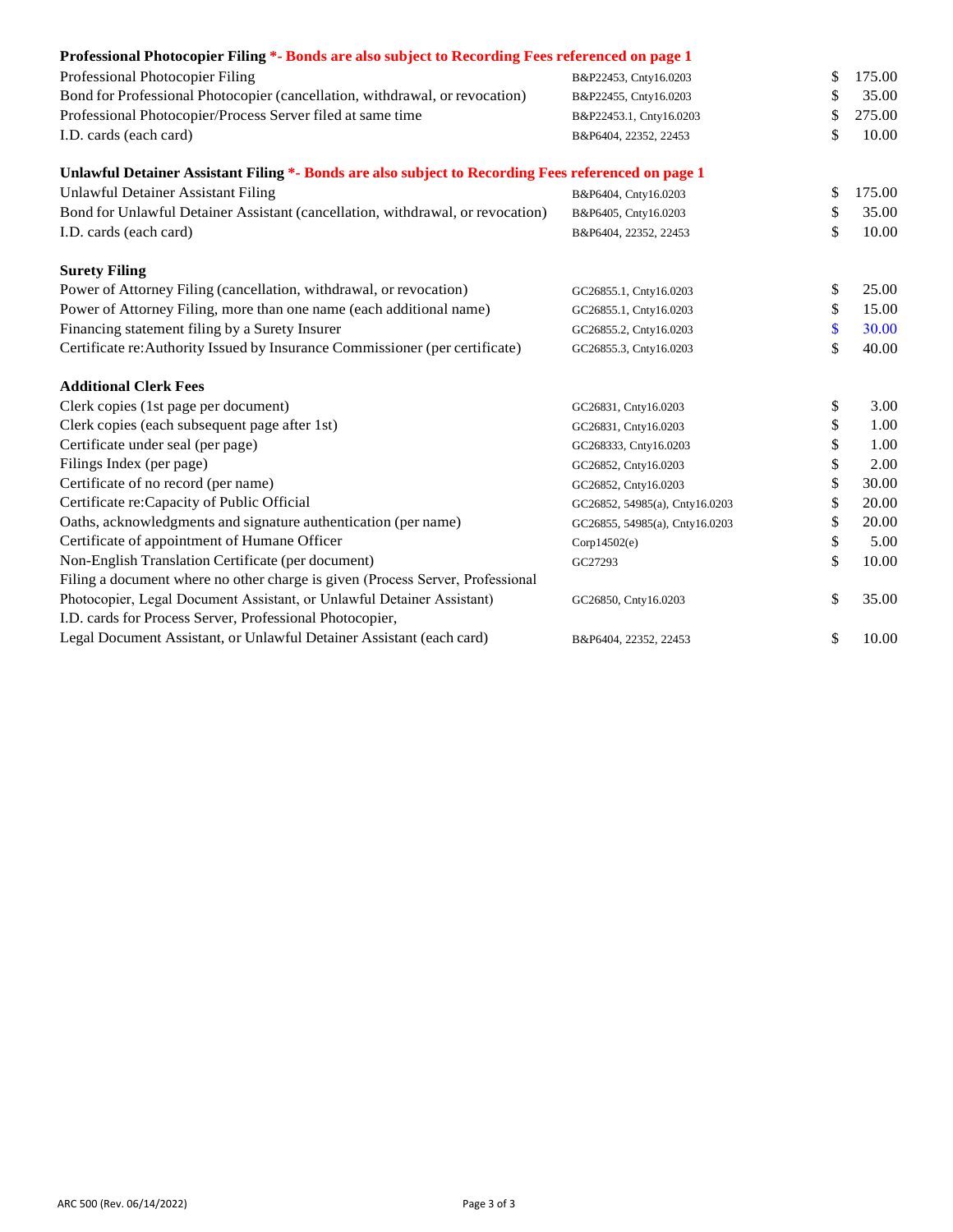| | | |
|---|---|---|
| **Professional Photocopier Filing *- Bonds are also subject to Recording Fees referenced on page 1** | | |
| Professional Photocopier Filing | B&P22453, Cnty16.0203 | $ 175.00 |
| Bond for Professional Photocopier (cancellation, withdrawal, or revocation) | B&P22455, Cnty16.0203 | $ 35.00 |
| Professional Photocopier/Process Server filed at same time | B&P22453.1, Cnty16.0203 | $ 275.00 |
| I.D. cards (each card) | B&P6404, 22352, 22453 | $ 10.00 |
| **Unlawful Detainer Assistant Filing *- Bonds are also subject to Recording Fees referenced on page 1** | | |
| Unlawful Detainer Assistant Filing | B&P6404, Cnty16.0203 | $ 175.00 |
| Bond for Unlawful Detainer Assistant (cancellation, withdrawal, or revocation) | B&P6405, Cnty16.0203 | $ 35.00 |
| I.D. cards (each card) | B&P6404, 22352, 22453 | $ 10.00 |
| **Surety Filing** | | |
| Power of Attorney Filing (cancellation, withdrawal, or revocation) | GC26855.1, Cnty16.0203 | $ 25.00 |
| Power of Attorney Filing, more than one name (each additional name) | GC26855.1, Cnty16.0203 | $ 15.00 |
| Financing statement filing by a Surety Insurer | GC26855.2, Cnty16.0203 | $ 30.00 |
| Certificate re:Authority Issued by Insurance Commissioner (per certificate) | GC26855.3, Cnty16.0203 | $ 40.00 |
| **Additional Clerk Fees** | | |
| Clerk copies (1st page per document) | GC26831, Cnty16.0203 | $ 3.00 |
| Clerk copies (each subsequent page after 1st) | GC26831, Cnty16.0203 | $ 1.00 |
| Certificate under seal (per page) | GC268333, Cnty16.0203 | $ 1.00 |
| Filings Index (per page) | GC26852, Cnty16.0203 | $ 2.00 |
| Certificate of no record (per name) | GC26852, Cnty16.0203 | $ 30.00 |
| Certificate re:Capacity of Public Official | GC26852, 54985(a), Cnty16.0203 | $ 20.00 |
| Oaths, acknowledgments and signature authentication (per name) | GC26855, 54985(a), Cnty16.0203 | $ 20.00 |
| Certificate of appointment of Humane Officer | Corp14502(e) | $ 5.00 |
| Non-English Translation Certificate (per document) | GC27293 | $ 10.00 |
| Filing a document where no other charge is given (Process Server, Professional Photocopier, Legal Document Assistant, or Unlawful Detainer Assistant) | GC26850, Cnty16.0203 | $ 35.00 |
| I.D. cards for Process Server, Professional Photocopier, Legal Document Assistant, or Unlawful Detainer Assistant (each card) | B&P6404, 22352, 22453 | $ 10.00 |

ARC 500 (Rev. 06/14/2022)